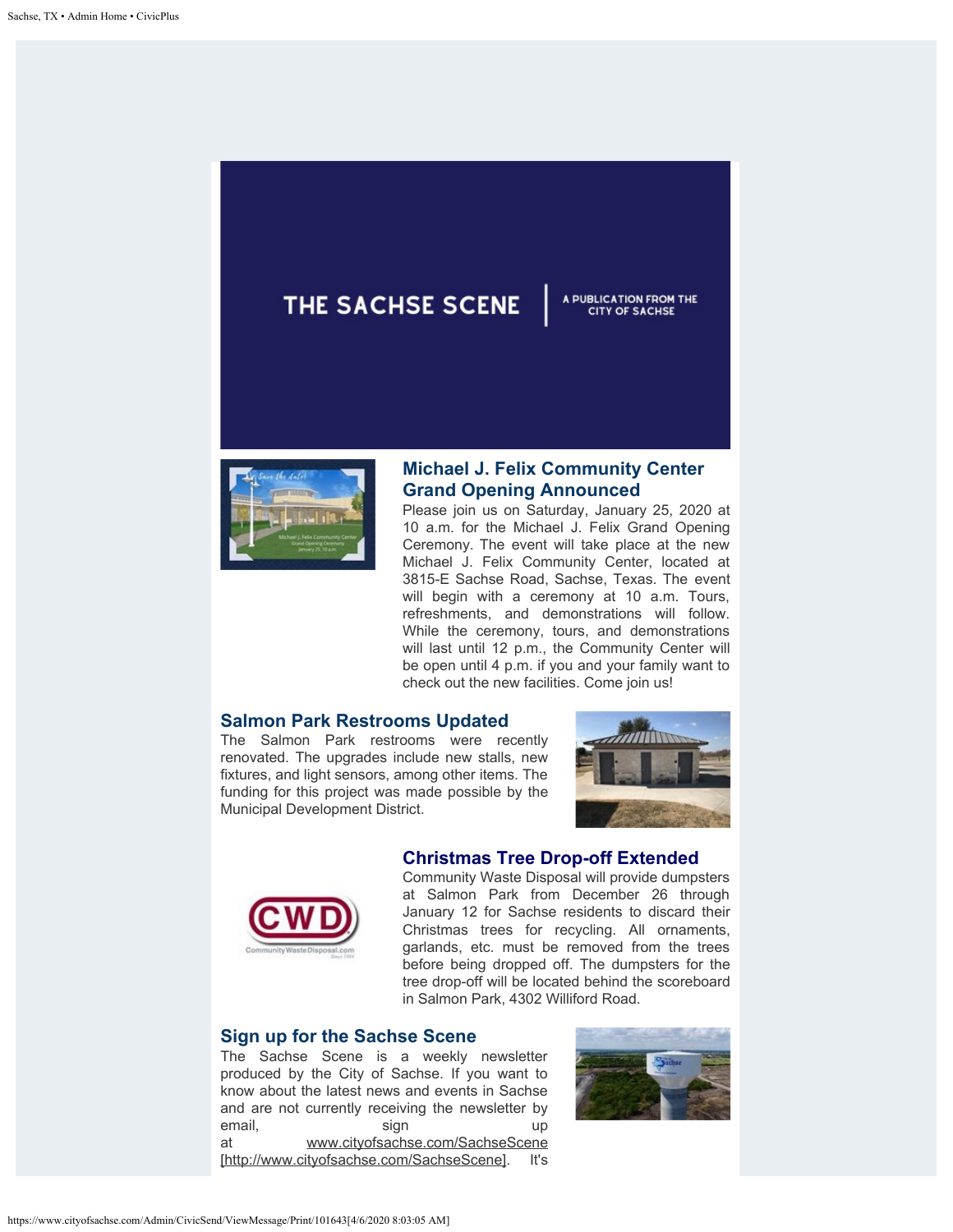THE SACHSE SCENE | A PUBLICATION FROM THE CITY OF SACHSE

## Michael J. Felix Community Center Grand Opening Announced

Please join us on Saturday, January 25, 2020 at 10 a.m. for the Michael J. Felix Grand Opening Ceremony. The event will take place at the new Michael J. Felix Community Center, located at 3815-E Sachse Road, Sachse, Texas. The event will begin with a ceremony at 10 a.m. Tours, refreshments, and demonstrations will follow. While the ceremony, tours, and demonstrations will last until 12 p.m., the Community Center will be open until 4 p.m. if you and your family want to check out the new facilities. Come join us!

## Salmon Park Restrooms Updated

The Salmon Park restrooms were recently renovated. The upgrades include new stalls, new fixtures, and light sensors, among other items. The funding for this project was made possible by the Municipal Development District.

## Christmas Tree Drop-off Extended

Community Waste Disposal will provide dumpsters at Salmon Park from December 26 through January 12 for Sachse residents to discard their Christmas trees for recycling. All ornaments, garlands, etc. must be removed from the trees before being dropped off. The dumpsters for the tree drop-off will be located behind the scoreboard in Salmon Park, 4302 Williford Road.

## Sign up for the Sachse Scene

The Sachse Scene is a weekly newsletter produced by the City of Sachse. If you want to know about the latest news and events in Sachse and are not currently receiving the newsletter by email, sign up at www.cityofsachse.com/SachseScene [http://www.cityofsachse.com/SachseScene]. It's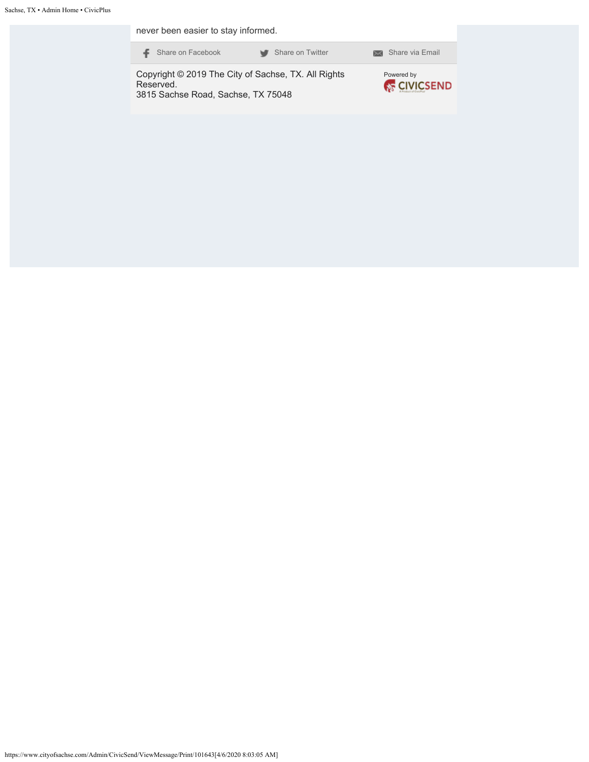never been easier to stay informed.

Share on Facebook Share on Twitter Share via Email

Copyright © 2019 The City of Sachse, TX. All Rights Reserved.
3815 Sachse Road, Sachse, TX 75048

Powered by CIVICSEND